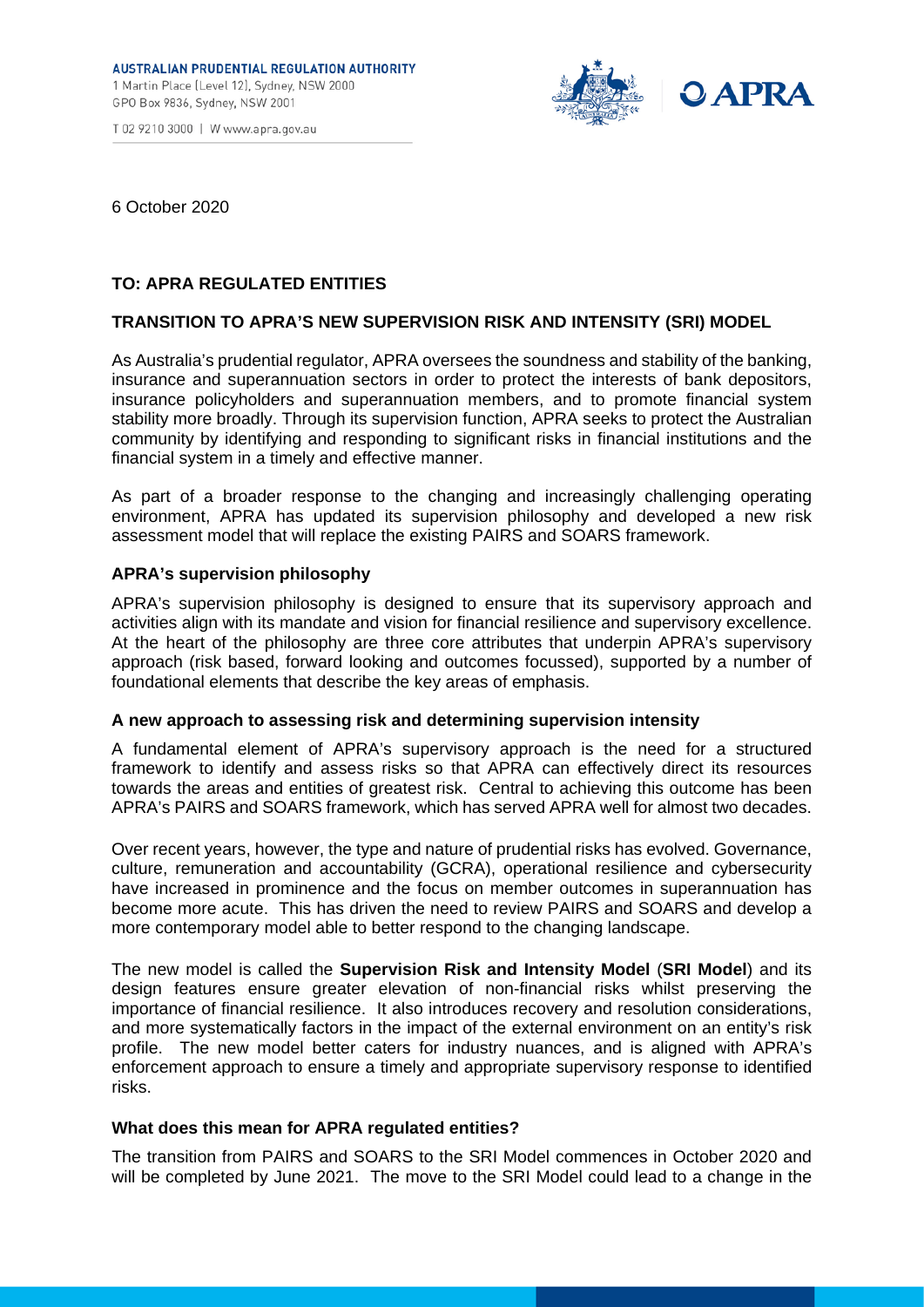AUSTRALIAN PRUDENTIAL REGULATION AUTHORITY
1 Martin Place (Level 12), Sydney, NSW 2000
GPO Box 9836, Sydney, NSW 2001

T 02 9210 3000 | W www.apra.gov.au

6 October 2020

**TO: APRA REGULATED ENTITIES**

**TRANSITION TO APRA'S NEW SUPERVISION RISK AND INTENSITY (SRI) MODEL**

As Australia's prudential regulator, APRA oversees the soundness and stability of the banking, insurance and superannuation sectors in order to protect the interests of bank depositors, insurance policyholders and superannuation members, and to promote financial system stability more broadly. Through its supervision function, APRA seeks to protect the Australian community by identifying and responding to significant risks in financial institutions and the financial system in a timely and effective manner.

As part of a broader response to the changing and increasingly challenging operating environment, APRA has updated its supervision philosophy and developed a new risk assessment model that will replace the existing PAIRS and SOARS framework.

**APRA's supervision philosophy**

APRA's supervision philosophy is designed to ensure that its supervisory approach and activities align with its mandate and vision for financial resilience and supervisory excellence. At the heart of the philosophy are three core attributes that underpin APRA's supervisory approach (risk based, forward looking and outcomes focussed), supported by a number of foundational elements that describe the key areas of emphasis.

**A new approach to assessing risk and determining supervision intensity**

A fundamental element of APRA's supervisory approach is the need for a structured framework to identify and assess risks so that APRA can effectively direct its resources towards the areas and entities of greatest risk. Central to achieving this outcome has been APRA's PAIRS and SOARS framework, which has served APRA well for almost two decades.

Over recent years, however, the type and nature of prudential risks has evolved. Governance, culture, remuneration and accountability (GCRA), operational resilience and cybersecurity have increased in prominence and the focus on member outcomes in superannuation has become more acute. This has driven the need to review PAIRS and SOARS and develop a more contemporary model able to better respond to the changing landscape.

The new model is called the **Supervision Risk and Intensity Model** (**SRI Model**) and its design features ensure greater elevation of non-financial risks whilst preserving the importance of financial resilience. It also introduces recovery and resolution considerations, and more systematically factors in the impact of the external environment on an entity's risk profile. The new model better caters for industry nuances, and is aligned with APRA's enforcement approach to ensure a timely and appropriate supervisory response to identified risks.

**What does this mean for APRA regulated entities?**

The transition from PAIRS and SOARS to the SRI Model commences in October 2020 and will be completed by June 2021. The move to the SRI Model could lead to a change in the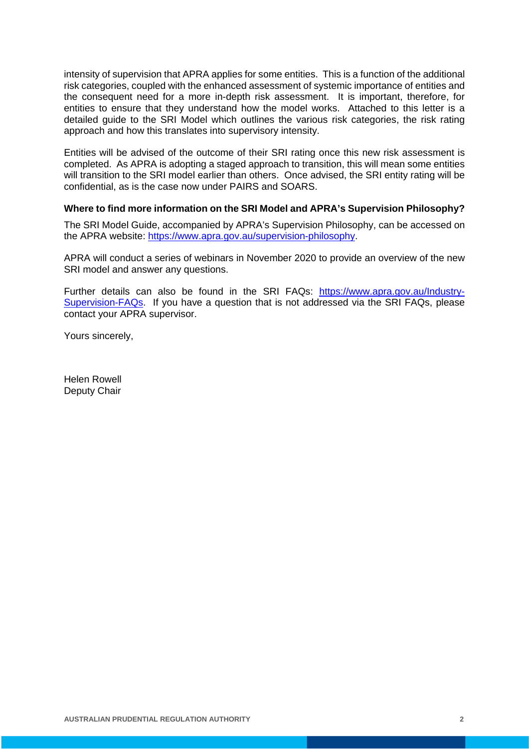intensity of supervision that APRA applies for some entities. This is a function of the additional risk categories, coupled with the enhanced assessment of systemic importance of entities and the consequent need for a more in-depth risk assessment. It is important, therefore, for entities to ensure that they understand how the model works. Attached to this letter is a detailed guide to the SRI Model which outlines the various risk categories, the risk rating approach and how this translates into supervisory intensity.

Entities will be advised of the outcome of their SRI rating once this new risk assessment is completed. As APRA is adopting a staged approach to transition, this will mean some entities will transition to the SRI model earlier than others. Once advised, the SRI entity rating will be confidential, as is the case now under PAIRS and SOARS.

**Where to find more information on the SRI Model and APRA's Supervision Philosophy?**

The SRI Model Guide, accompanied by APRA's Supervision Philosophy, can be accessed on the APRA website: [https://www.apra.gov.au/supervision-philosophy](https://www.apra.gov.au/supervision-philosophy).

APRA will conduct a series of webinars in November 2020 to provide an overview of the new SRI model and answer any questions.

Further details can also be found in the SRI FAQs: [https://www.apra.gov.au/Industry-Supervision-FAQs](https://www.apra.gov.au/Industry-Supervision-FAQs). If you have a question that is not addressed via the SRI FAQs, please contact your APRA supervisor.

Yours sincerely,

Helen Rowell
Deputy Chair